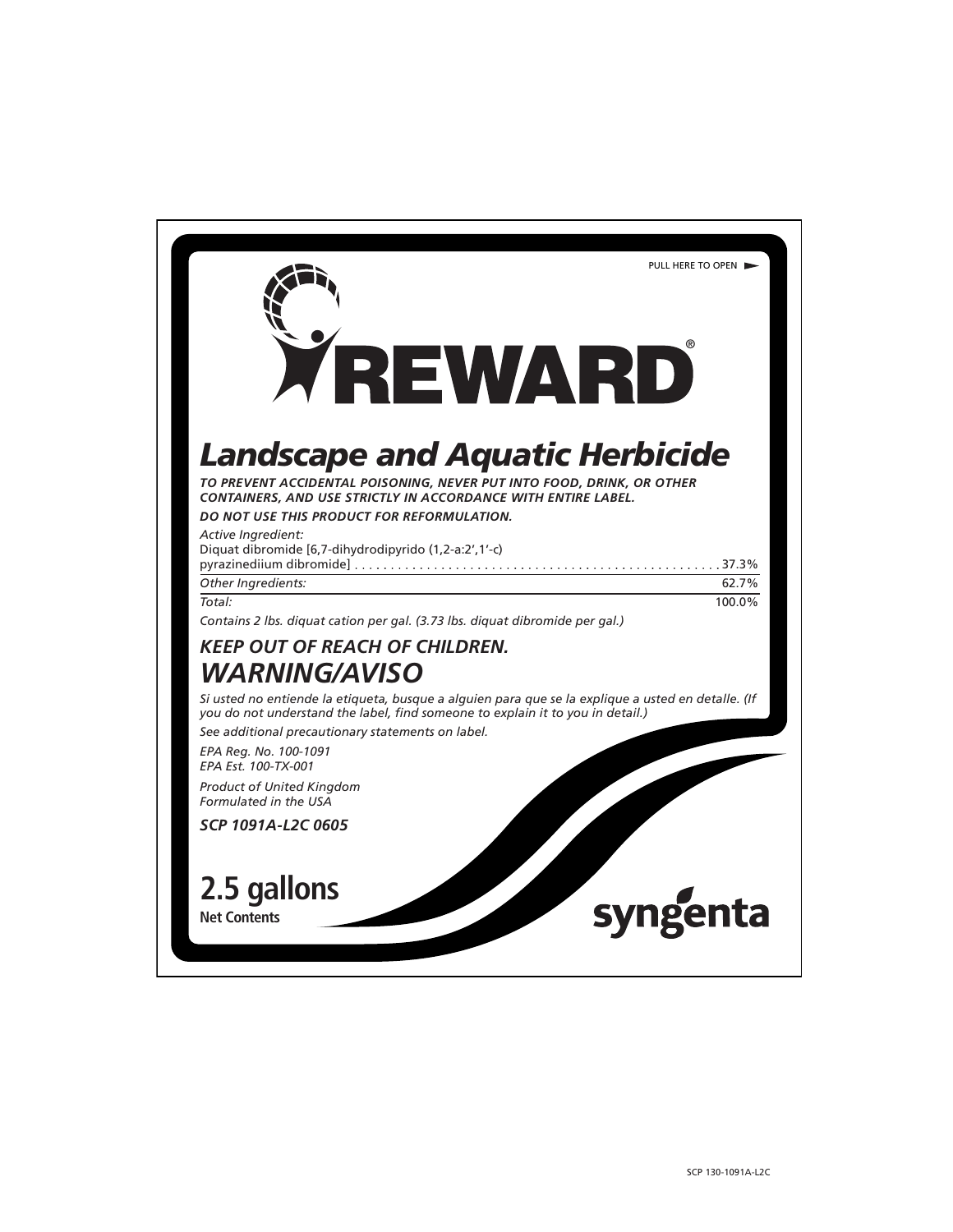PULL HERE TO OPEN

# REWARD®

## *Landscape and Aquatic Herbicide*

***TO PREVENT ACCIDENTAL POISONING, NEVER PUT INTO FOOD, DRINK, OR OTHER CONTAINERS, AND USE STRICTLY IN ACCORDANCE WITH ENTIRE LABEL.***

***DO NOT USE THIS PRODUCT FOR REFORMULATION.***

| *Active Ingredient:* | |
|---|---|
| Diquat dibromide [6,7-dihydrodipyrido (1,2-a:2',1'-c) pyrazinediium dibromide] | 37.3% |
| *Other Ingredients:* | 62.7% |
| *Total:* | 100.0% |

*Contains 2 lbs. diquat cation per gal. (3.73 lbs. diquat dibromide per gal.)*

## *KEEP OUT OF REACH OF CHILDREN.*

## *WARNING/AVISO*

*Si usted no entiende la etiqueta, busque a alguien para que se la explique a usted en detalle. (If you do not understand the label, find someone to explain it to you in detail.)*

*See additional precautionary statements on label.*

*EPA Reg. No. 100-1091*
*EPA Est. 100-TX-001*

*Product of United Kingdom*
*Formulated in the USA*

***SCP 1091A-L2C 0605***

**2.5 gallons**
**Net Contents**

syngenta

SCP 130-1091A-L2C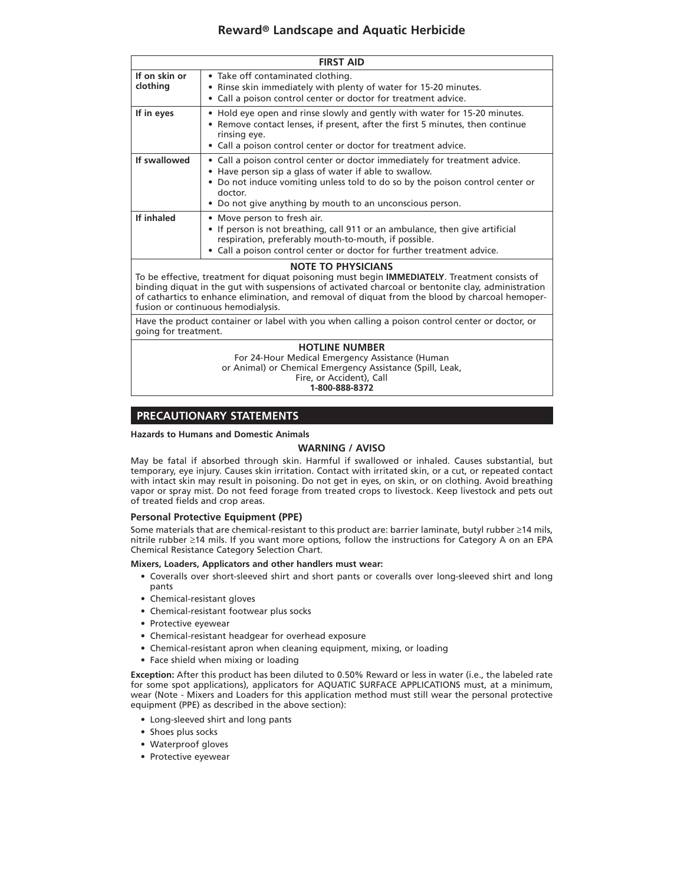# Reward® Landscape and Aquatic Herbicide

| FIRST AID | |
|---|---|
| **If on skin or clothing** | • Take off contaminated clothing.<br>• Rinse skin immediately with plenty of water for 15-20 minutes.<br>• Call a poison control center or doctor for treatment advice. |
| **If in eyes** | • Hold eye open and rinse slowly and gently with water for 15-20 minutes.<br>• Remove contact lenses, if present, after the first 5 minutes, then continue rinsing eye.<br>• Call a poison control center or doctor for treatment advice. |
| **If swallowed** | • Call a poison control center or doctor immediately for treatment advice.<br>• Have person sip a glass of water if able to swallow.<br>• Do not induce vomiting unless told to do so by the poison control center or doctor.<br>• Do not give anything by mouth to an unconscious person. |
| **If inhaled** | • Move person to fresh air.<br>• If person is not breathing, call 911 or an ambulance, then give artificial respiration, preferably mouth-to-mouth, if possible.<br>• Call a poison control center or doctor for further treatment advice. |

**NOTE TO PHYSICIANS**

To be effective, treatment for diquat poisoning must begin **IMMEDIATELY**. Treatment consists of binding diquat in the gut with suspensions of activated charcoal or bentonite clay, administration of cathartics to enhance elimination, and removal of diquat from the blood by charcoal hemoperfusion or continuous hemodialysis.

Have the product container or label with you when calling a poison control center or doctor, or going for treatment.

**HOTLINE NUMBER**

For 24-Hour Medical Emergency Assistance (Human or Animal) or Chemical Emergency Assistance (Spill, Leak, Fire, or Accident), Call
**1-800-888-8372**

## PRECAUTIONARY STATEMENTS

**Hazards to Humans and Domestic Animals**

**WARNING / AVISO**

May be fatal if absorbed through skin. Harmful if swallowed or inhaled. Causes substantial, but temporary, eye injury. Causes skin irritation. Contact with irritated skin, or a cut, or repeated contact with intact skin may result in poisoning. Do not get in eyes, on skin, or on clothing. Avoid breathing vapor or spray mist. Do not feed forage from treated crops to livestock. Keep livestock and pets out of treated fields and crop areas.

### Personal Protective Equipment (PPE)

Some materials that are chemical-resistant to this product are: barrier laminate, butyl rubber ≥14 mils, nitrile rubber ≥14 mils. If you want more options, follow the instructions for Category A on an EPA Chemical Resistance Category Selection Chart.

**Mixers, Loaders, Applicators and other handlers must wear:**

- Coveralls over short-sleeved shirt and short pants or coveralls over long-sleeved shirt and long pants
- Chemical-resistant gloves
- Chemical-resistant footwear plus socks
- Protective eyewear
- Chemical-resistant headgear for overhead exposure
- Chemical-resistant apron when cleaning equipment, mixing, or loading
- Face shield when mixing or loading

**Exception:** After this product has been diluted to 0.50% Reward or less in water (i.e., the labeled rate for some spot applications), applicators for AQUATIC SURFACE APPLICATIONS must, at a minimum, wear (Note - Mixers and Loaders for this application method must still wear the personal protective equipment (PPE) as described in the above section):

- Long-sleeved shirt and long pants
- Shoes plus socks
- Waterproof gloves
- Protective eyewear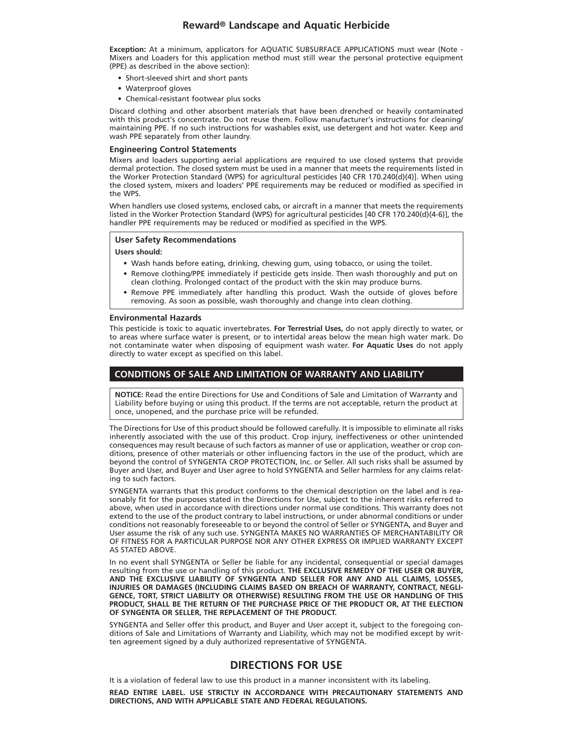**Exception:** At a minimum, applicators for AQUATIC SUBSURFACE APPLICATIONS must wear (Note - Mixers and Loaders for this application method must still wear the personal protective equipment (PPE) as described in the above section):

- Short-sleeved shirt and short pants
- Waterproof gloves
- Chemical-resistant footwear plus socks

Discard clothing and other absorbent materials that have been drenched or heavily contaminated with this product's concentrate. Do not reuse them. Follow manufacturer's instructions for cleaning/maintaining PPE. If no such instructions for washables exist, use detergent and hot water. Keep and wash PPE separately from other laundry.

### Engineering Control Statements

Mixers and loaders supporting aerial applications are required to use closed systems that provide dermal protection. The closed system must be used in a manner that meets the requirements listed in the Worker Protection Standard (WPS) for agricultural pesticides [40 CFR 170.240(d)(4)]. When using the closed system, mixers and loaders' PPE requirements may be reduced or modified as specified in the WPS.

When handlers use closed systems, enclosed cabs, or aircraft in a manner that meets the requirements listed in the Worker Protection Standard (WPS) for agricultural pesticides [40 CFR 170.240(d)(4-6)], the handler PPE requirements may be reduced or modified as specified in the WPS.

### User Safety Recommendations

**Users should:**

- Wash hands before eating, drinking, chewing gum, using tobacco, or using the toilet.
- Remove clothing/PPE immediately if pesticide gets inside. Then wash thoroughly and put on clean clothing. Prolonged contact of the product with the skin may produce burns.
- Remove PPE immediately after handling this product. Wash the outside of gloves before removing. As soon as possible, wash thoroughly and change into clean clothing.

### Environmental Hazards

This pesticide is toxic to aquatic invertebrates. **For Terrestrial Uses,** do not apply directly to water, or to areas where surface water is present, or to intertidal areas below the mean high water mark. Do not contaminate water when disposing of equipment wash water. **For Aquatic Uses** do not apply directly to water except as specified on this label.

## CONDITIONS OF SALE AND LIMITATION OF WARRANTY AND LIABILITY

**NOTICE:** Read the entire Directions for Use and Conditions of Sale and Limitation of Warranty and Liability before buying or using this product. If the terms are not acceptable, return the product at once, unopened, and the purchase price will be refunded.

The Directions for Use of this product should be followed carefully. It is impossible to eliminate all risks inherently associated with the use of this product. Crop injury, ineffectiveness or other unintended consequences may result because of such factors as manner of use or application, weather or crop conditions, presence of other materials or other influencing factors in the use of the product, which are beyond the control of SYNGENTA CROP PROTECTION, Inc. or Seller. All such risks shall be assumed by Buyer and User, and Buyer and User agree to hold SYNGENTA and Seller harmless for any claims relating to such factors.

SYNGENTA warrants that this product conforms to the chemical description on the label and is reasonably fit for the purposes stated in the Directions for Use, subject to the inherent risks referred to above, when used in accordance with directions under normal use conditions. This warranty does not extend to the use of the product contrary to label instructions, or under abnormal conditions or under conditions not reasonably foreseeable to or beyond the control of Seller or SYNGENTA, and Buyer and User assume the risk of any such use. SYNGENTA MAKES NO WARRANTIES OF MERCHANTABILITY OR OF FITNESS FOR A PARTICULAR PURPOSE NOR ANY OTHER EXPRESS OR IMPLIED WARRANTY EXCEPT AS STATED ABOVE.

In no event shall SYNGENTA or Seller be liable for any incidental, consequential or special damages resulting from the use or handling of this product. **THE EXCLUSIVE REMEDY OF THE USER OR BUYER, AND THE EXCLUSIVE LIABILITY OF SYNGENTA AND SELLER FOR ANY AND ALL CLAIMS, LOSSES, INJURIES OR DAMAGES (INCLUDING CLAIMS BASED ON BREACH OF WARRANTY, CONTRACT, NEGLIGENCE, TORT, STRICT LIABILITY OR OTHERWISE) RESULTING FROM THE USE OR HANDLING OF THIS PRODUCT, SHALL BE THE RETURN OF THE PURCHASE PRICE OF THE PRODUCT OR, AT THE ELECTION OF SYNGENTA OR SELLER, THE REPLACEMENT OF THE PRODUCT.**

SYNGENTA and Seller offer this product, and Buyer and User accept it, subject to the foregoing conditions of Sale and Limitations of Warranty and Liability, which may not be modified except by written agreement signed by a duly authorized representative of SYNGENTA.

## DIRECTIONS FOR USE

It is a violation of federal law to use this product in a manner inconsistent with its labeling.

**READ ENTIRE LABEL. USE STRICTLY IN ACCORDANCE WITH PRECAUTIONARY STATEMENTS AND DIRECTIONS, AND WITH APPLICABLE STATE AND FEDERAL REGULATIONS.**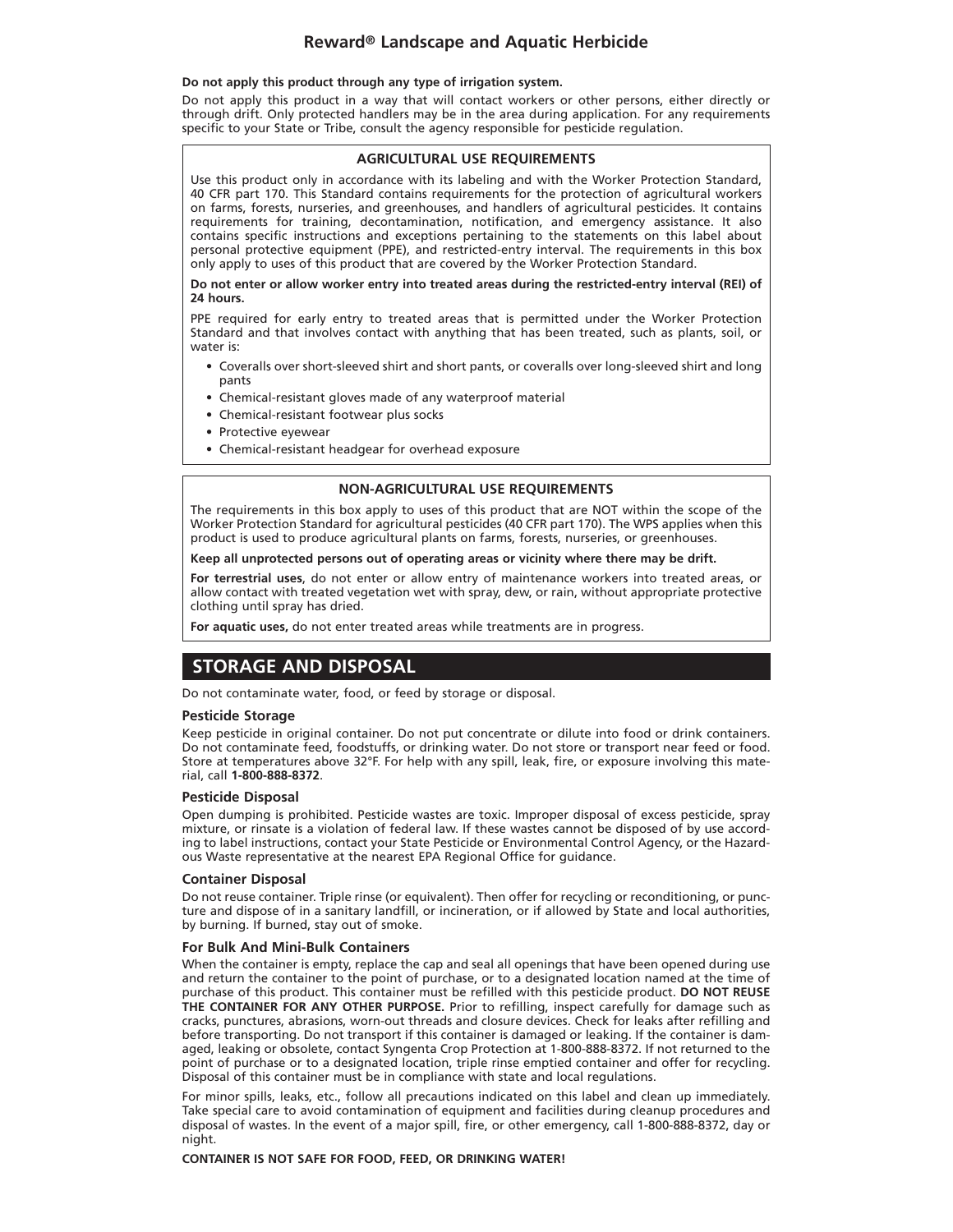**Do not apply this product through any type of irrigation system.**

Do not apply this product in a way that will contact workers or other persons, either directly or through drift. Only protected handlers may be in the area during application. For any requirements specific to your State or Tribe, consult the agency responsible for pesticide regulation.

### AGRICULTURAL USE REQUIREMENTS

Use this product only in accordance with its labeling and with the Worker Protection Standard, 40 CFR part 170. This Standard contains requirements for the protection of agricultural workers on farms, forests, nurseries, and greenhouses, and handlers of agricultural pesticides. It contains requirements for training, decontamination, notification, and emergency assistance. It also contains specific instructions and exceptions pertaining to the statements on this label about personal protective equipment (PPE), and restricted-entry interval. The requirements in this box only apply to uses of this product that are covered by the Worker Protection Standard.

**Do not enter or allow worker entry into treated areas during the restricted-entry interval (REI) of 24 hours.**

PPE required for early entry to treated areas that is permitted under the Worker Protection Standard and that involves contact with anything that has been treated, such as plants, soil, or water is:

- Coveralls over short-sleeved shirt and short pants, or coveralls over long-sleeved shirt and long pants
- Chemical-resistant gloves made of any waterproof material
- Chemical-resistant footwear plus socks
- Protective eyewear
- Chemical-resistant headgear for overhead exposure

### NON-AGRICULTURAL USE REQUIREMENTS

The requirements in this box apply to uses of this product that are NOT within the scope of the Worker Protection Standard for agricultural pesticides (40 CFR part 170). The WPS applies when this product is used to produce agricultural plants on farms, forests, nurseries, or greenhouses.

**Keep all unprotected persons out of operating areas or vicinity where there may be drift.**

**For terrestrial uses**, do not enter or allow entry of maintenance workers into treated areas, or allow contact with treated vegetation wet with spray, dew, or rain, without appropriate protective clothing until spray has dried.

**For aquatic uses,** do not enter treated areas while treatments are in progress.

## STORAGE AND DISPOSAL

Do not contaminate water, food, or feed by storage or disposal.

### Pesticide Storage

Keep pesticide in original container. Do not put concentrate or dilute into food or drink containers. Do not contaminate feed, foodstuffs, or drinking water. Do not store or transport near feed or food. Store at temperatures above 32°F. For help with any spill, leak, fire, or exposure involving this material, call **1-800-888-8372**.

### Pesticide Disposal

Open dumping is prohibited. Pesticide wastes are toxic. Improper disposal of excess pesticide, spray mixture, or rinsate is a violation of federal law. If these wastes cannot be disposed of by use according to label instructions, contact your State Pesticide or Environmental Control Agency, or the Hazardous Waste representative at the nearest EPA Regional Office for guidance.

### Container Disposal

Do not reuse container. Triple rinse (or equivalent). Then offer for recycling or reconditioning, or puncture and dispose of in a sanitary landfill, or incineration, or if allowed by State and local authorities, by burning. If burned, stay out of smoke.

### For Bulk And Mini-Bulk Containers

When the container is empty, replace the cap and seal all openings that have been opened during use and return the container to the point of purchase, or to a designated location named at the time of purchase of this product. This container must be refilled with this pesticide product. **DO NOT REUSE THE CONTAINER FOR ANY OTHER PURPOSE.** Prior to refilling, inspect carefully for damage such as cracks, punctures, abrasions, worn-out threads and closure devices. Check for leaks after refilling and before transporting. Do not transport if this container is damaged or leaking. If the container is damaged, leaking or obsolete, contact Syngenta Crop Protection at 1-800-888-8372. If not returned to the point of purchase or to a designated location, triple rinse emptied container and offer for recycling. Disposal of this container must be in compliance with state and local regulations.

For minor spills, leaks, etc., follow all precautions indicated on this label and clean up immediately. Take special care to avoid contamination of equipment and facilities during cleanup procedures and disposal of wastes. In the event of a major spill, fire, or other emergency, call 1-800-888-8372, day or night.

**CONTAINER IS NOT SAFE FOR FOOD, FEED, OR DRINKING WATER!**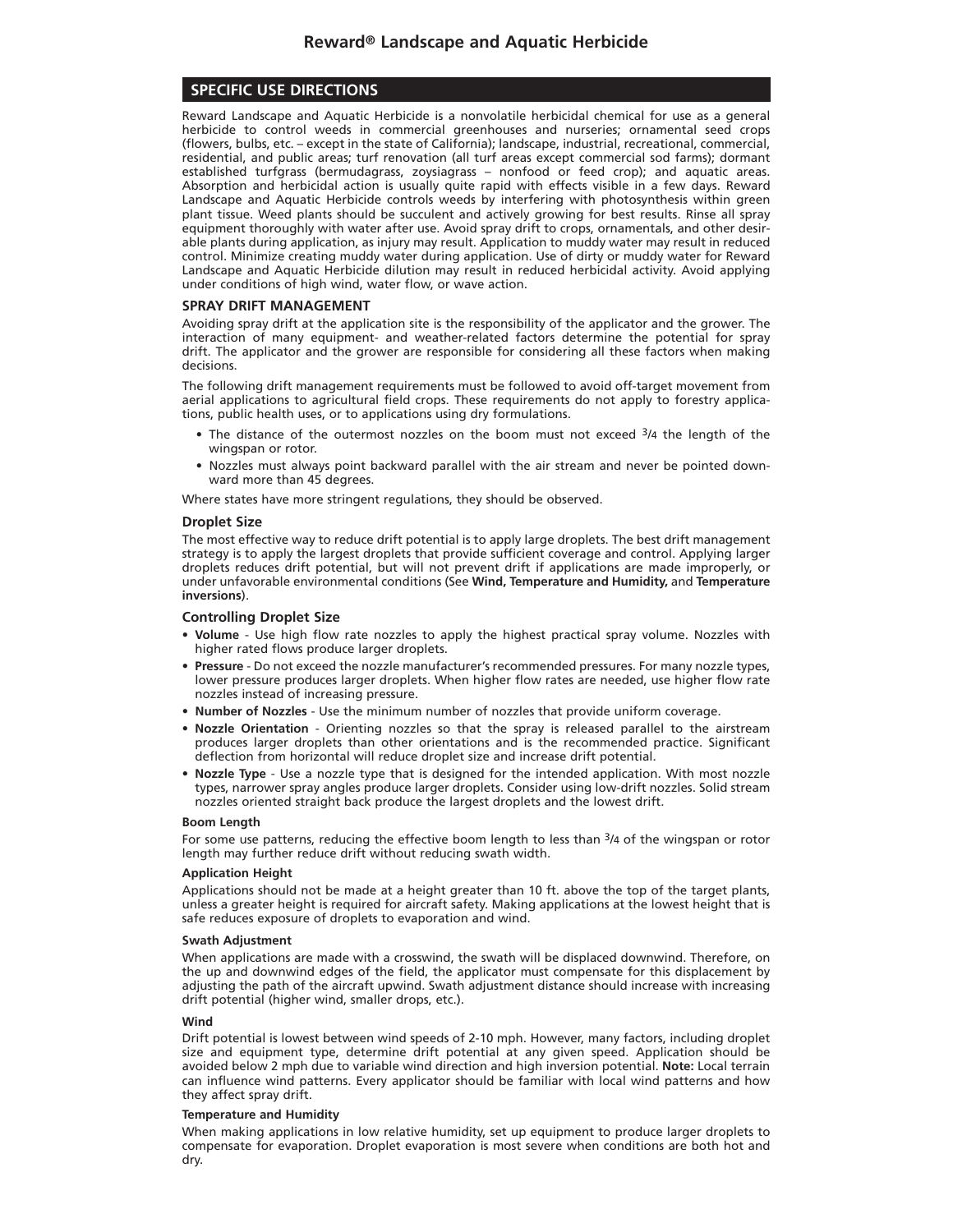## SPECIFIC USE DIRECTIONS

Reward Landscape and Aquatic Herbicide is a nonvolatile herbicidal chemical for use as a general herbicide to control weeds in commercial greenhouses and nurseries; ornamental seed crops (flowers, bulbs, etc. – except in the state of California); landscape, industrial, recreational, commercial, residential, and public areas; turf renovation (all turf areas except commercial sod farms); dormant established turfgrass (bermudagrass, zoysiagrass – nonfood or feed crop); and aquatic areas. Absorption and herbicidal action is usually quite rapid with effects visible in a few days. Reward Landscape and Aquatic Herbicide controls weeds by interfering with photosynthesis within green plant tissue. Weed plants should be succulent and actively growing for best results. Rinse all spray equipment thoroughly with water after use. Avoid spray drift to crops, ornamentals, and other desirable plants during application, as injury may result. Application to muddy water may result in reduced control. Minimize creating muddy water during application. Use of dirty or muddy water for Reward Landscape and Aquatic Herbicide dilution may result in reduced herbicidal activity. Avoid applying under conditions of high wind, water flow, or wave action.

### SPRAY DRIFT MANAGEMENT

Avoiding spray drift at the application site is the responsibility of the applicator and the grower. The interaction of many equipment- and weather-related factors determine the potential for spray drift. The applicator and the grower are responsible for considering all these factors when making decisions.

The following drift management requirements must be followed to avoid off-target movement from aerial applications to agricultural field crops. These requirements do not apply to forestry applications, public health uses, or to applications using dry formulations.

- The distance of the outermost nozzles on the boom must not exceed 3/4 the length of the wingspan or rotor.
- Nozzles must always point backward parallel with the air stream and never be pointed downward more than 45 degrees.

Where states have more stringent regulations, they should be observed.

#### Droplet Size

The most effective way to reduce drift potential is to apply large droplets. The best drift management strategy is to apply the largest droplets that provide sufficient coverage and control. Applying larger droplets reduces drift potential, but will not prevent drift if applications are made improperly, or under unfavorable environmental conditions (See **Wind, Temperature and Humidity,** and **Temperature inversions**).

#### Controlling Droplet Size

- **Volume** - Use high flow rate nozzles to apply the highest practical spray volume. Nozzles with higher rated flows produce larger droplets.
- **Pressure** - Do not exceed the nozzle manufacturer's recommended pressures. For many nozzle types, lower pressure produces larger droplets. When higher flow rates are needed, use higher flow rate nozzles instead of increasing pressure.
- **Number of Nozzles** - Use the minimum number of nozzles that provide uniform coverage.
- **Nozzle Orientation** - Orienting nozzles so that the spray is released parallel to the airstream produces larger droplets than other orientations and is the recommended practice. Significant deflection from horizontal will reduce droplet size and increase drift potential.
- **Nozzle Type** - Use a nozzle type that is designed for the intended application. With most nozzle types, narrower spray angles produce larger droplets. Consider using low-drift nozzles. Solid stream nozzles oriented straight back produce the largest droplets and the lowest drift.

##### Boom Length

For some use patterns, reducing the effective boom length to less than 3/4 of the wingspan or rotor length may further reduce drift without reducing swath width.

##### Application Height

Applications should not be made at a height greater than 10 ft. above the top of the target plants, unless a greater height is required for aircraft safety. Making applications at the lowest height that is safe reduces exposure of droplets to evaporation and wind.

##### Swath Adjustment

When applications are made with a crosswind, the swath will be displaced downwind. Therefore, on the up and downwind edges of the field, the applicator must compensate for this displacement by adjusting the path of the aircraft upwind. Swath adjustment distance should increase with increasing drift potential (higher wind, smaller drops, etc.).

##### Wind

Drift potential is lowest between wind speeds of 2-10 mph. However, many factors, including droplet size and equipment type, determine drift potential at any given speed. Application should be avoided below 2 mph due to variable wind direction and high inversion potential. **Note:** Local terrain can influence wind patterns. Every applicator should be familiar with local wind patterns and how they affect spray drift.

##### Temperature and Humidity

When making applications in low relative humidity, set up equipment to produce larger droplets to compensate for evaporation. Droplet evaporation is most severe when conditions are both hot and dry.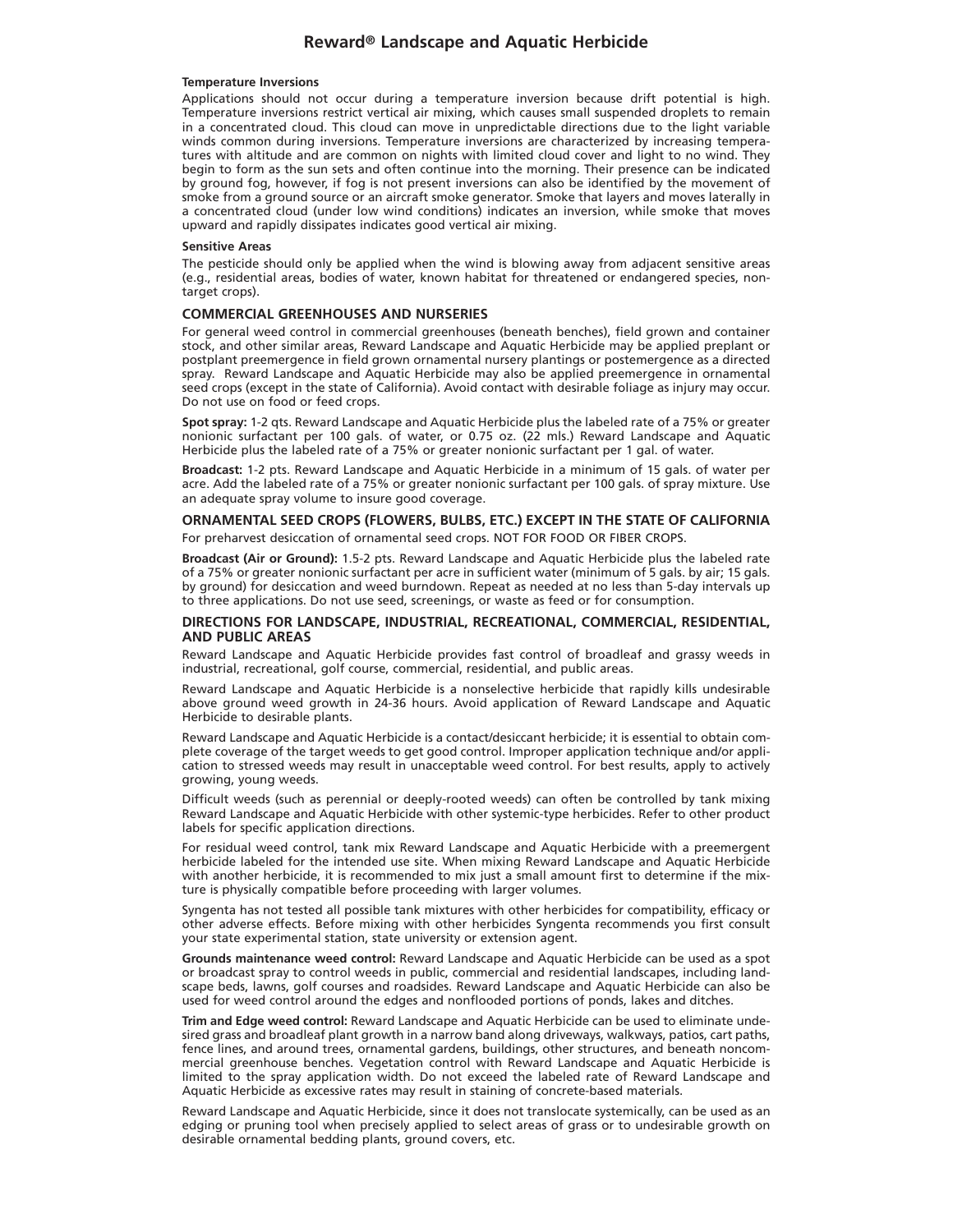# Reward® Landscape and Aquatic Herbicide

#### Temperature Inversions

Applications should not occur during a temperature inversion because drift potential is high. Temperature inversions restrict vertical air mixing, which causes small suspended droplets to remain in a concentrated cloud. This cloud can move in unpredictable directions due to the light variable winds common during inversions. Temperature inversions are characterized by increasing temperatures with altitude and are common on nights with limited cloud cover and light to no wind. They begin to form as the sun sets and often continue into the morning. Their presence can be indicated by ground fog, however, if fog is not present inversions can also be identified by the movement of smoke from a ground source or an aircraft smoke generator. Smoke that layers and moves laterally in a concentrated cloud (under low wind conditions) indicates an inversion, while smoke that moves upward and rapidly dissipates indicates good vertical air mixing.

#### Sensitive Areas

The pesticide should only be applied when the wind is blowing away from adjacent sensitive areas (e.g., residential areas, bodies of water, known habitat for threatened or endangered species, non-target crops).

### COMMERCIAL GREENHOUSES AND NURSERIES

For general weed control in commercial greenhouses (beneath benches), field grown and container stock, and other similar areas, Reward Landscape and Aquatic Herbicide may be applied preplant or postplant preemergence in field grown ornamental nursery plantings or postemergence as a directed spray. Reward Landscape and Aquatic Herbicide may also be applied preemergence in ornamental seed crops (except in the state of California). Avoid contact with desirable foliage as injury may occur. Do not use on food or feed crops.

**Spot spray:** 1-2 qts. Reward Landscape and Aquatic Herbicide plus the labeled rate of a 75% or greater nonionic surfactant per 100 gals. of water, or 0.75 oz. (22 mls.) Reward Landscape and Aquatic Herbicide plus the labeled rate of a 75% or greater nonionic surfactant per 1 gal. of water.

**Broadcast:** 1-2 pts. Reward Landscape and Aquatic Herbicide in a minimum of 15 gals. of water per acre. Add the labeled rate of a 75% or greater nonionic surfactant per 100 gals. of spray mixture. Use an adequate spray volume to insure good coverage.

### ORNAMENTAL SEED CROPS (FLOWERS, BULBS, ETC.) EXCEPT IN THE STATE OF CALIFORNIA

For preharvest desiccation of ornamental seed crops. NOT FOR FOOD OR FIBER CROPS.

**Broadcast (Air or Ground):** 1.5-2 pts. Reward Landscape and Aquatic Herbicide plus the labeled rate of a 75% or greater nonionic surfactant per acre in sufficient water (minimum of 5 gals. by air; 15 gals. by ground) for desiccation and weed burndown. Repeat as needed at no less than 5-day intervals up to three applications. Do not use seed, screenings, or waste as feed or for consumption.

### DIRECTIONS FOR LANDSCAPE, INDUSTRIAL, RECREATIONAL, COMMERCIAL, RESIDENTIAL, AND PUBLIC AREAS

Reward Landscape and Aquatic Herbicide provides fast control of broadleaf and grassy weeds in industrial, recreational, golf course, commercial, residential, and public areas.

Reward Landscape and Aquatic Herbicide is a nonselective herbicide that rapidly kills undesirable above ground weed growth in 24-36 hours. Avoid application of Reward Landscape and Aquatic Herbicide to desirable plants.

Reward Landscape and Aquatic Herbicide is a contact/desiccant herbicide; it is essential to obtain complete coverage of the target weeds to get good control. Improper application technique and/or application to stressed weeds may result in unacceptable weed control. For best results, apply to actively growing, young weeds.

Difficult weeds (such as perennial or deeply-rooted weeds) can often be controlled by tank mixing Reward Landscape and Aquatic Herbicide with other systemic-type herbicides. Refer to other product labels for specific application directions.

For residual weed control, tank mix Reward Landscape and Aquatic Herbicide with a preemergent herbicide labeled for the intended use site. When mixing Reward Landscape and Aquatic Herbicide with another herbicide, it is recommended to mix just a small amount first to determine if the mixture is physically compatible before proceeding with larger volumes.

Syngenta has not tested all possible tank mixtures with other herbicides for compatibility, efficacy or other adverse effects. Before mixing with other herbicides Syngenta recommends you first consult your state experimental station, state university or extension agent.

**Grounds maintenance weed control:** Reward Landscape and Aquatic Herbicide can be used as a spot or broadcast spray to control weeds in public, commercial and residential landscapes, including landscape beds, lawns, golf courses and roadsides. Reward Landscape and Aquatic Herbicide can also be used for weed control around the edges and nonflooded portions of ponds, lakes and ditches.

**Trim and Edge weed control:** Reward Landscape and Aquatic Herbicide can be used to eliminate undesired grass and broadleaf plant growth in a narrow band along driveways, walkways, patios, cart paths, fence lines, and around trees, ornamental gardens, buildings, other structures, and beneath noncommercial greenhouse benches. Vegetation control with Reward Landscape and Aquatic Herbicide is limited to the spray application width. Do not exceed the labeled rate of Reward Landscape and Aquatic Herbicide as excessive rates may result in staining of concrete-based materials.

Reward Landscape and Aquatic Herbicide, since it does not translocate systemically, can be used as an edging or pruning tool when precisely applied to select areas of grass or to undesirable growth on desirable ornamental bedding plants, ground covers, etc.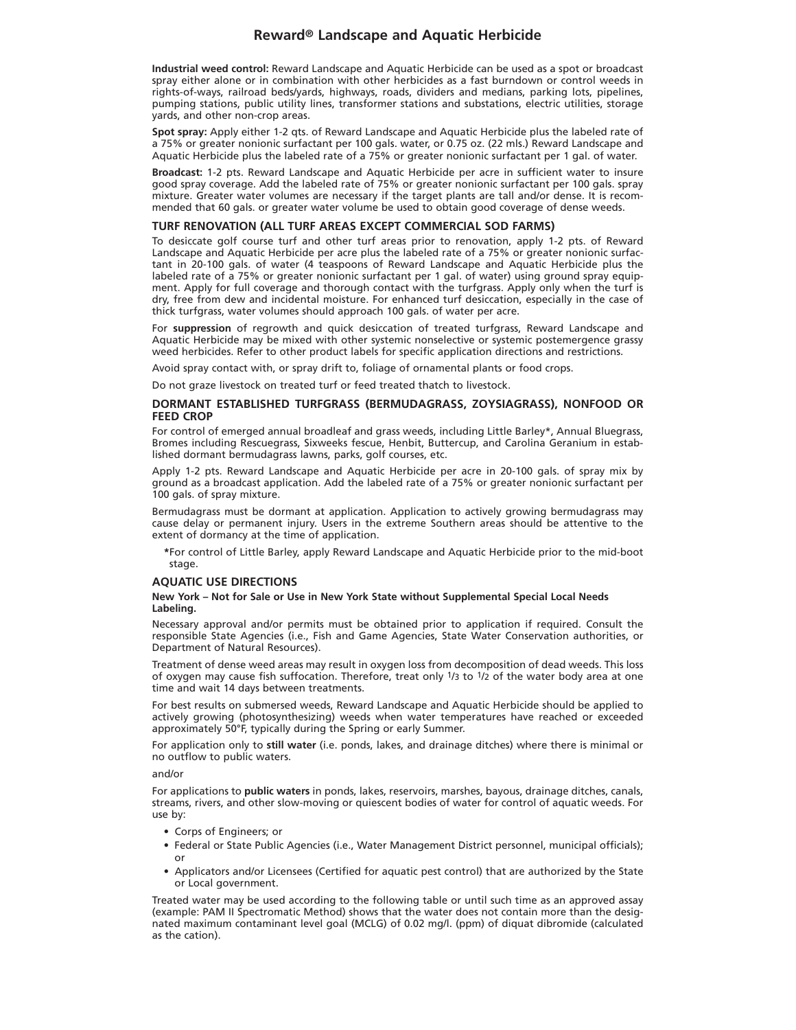**Industrial weed control:** Reward Landscape and Aquatic Herbicide can be used as a spot or broadcast spray either alone or in combination with other herbicides as a fast burndown or control weeds in rights-of-ways, railroad beds/yards, highways, roads, dividers and medians, parking lots, pipelines, pumping stations, public utility lines, transformer stations and substations, electric utilities, storage yards, and other non-crop areas.

**Spot spray:** Apply either 1-2 qts. of Reward Landscape and Aquatic Herbicide plus the labeled rate of a 75% or greater nonionic surfactant per 100 gals. water, or 0.75 oz. (22 mls.) Reward Landscape and Aquatic Herbicide plus the labeled rate of a 75% or greater nonionic surfactant per 1 gal. of water.

**Broadcast:** 1-2 pts. Reward Landscape and Aquatic Herbicide per acre in sufficient water to insure good spray coverage. Add the labeled rate of 75% or greater nonionic surfactant per 100 gals. spray mixture. Greater water volumes are necessary if the target plants are tall and/or dense. It is recommended that 60 gals. or greater water volume be used to obtain good coverage of dense weeds.

### TURF RENOVATION (ALL TURF AREAS EXCEPT COMMERCIAL SOD FARMS)

To desiccate golf course turf and other turf areas prior to renovation, apply 1-2 pts. of Reward Landscape and Aquatic Herbicide per acre plus the labeled rate of a 75% or greater nonionic surfactant in 20-100 gals. of water (4 teaspoons of Reward Landscape and Aquatic Herbicide plus the labeled rate of a 75% or greater nonionic surfactant per 1 gal. of water) using ground spray equipment. Apply for full coverage and thorough contact with the turfgrass. Apply only when the turf is dry, free from dew and incidental moisture. For enhanced turf desiccation, especially in the case of thick turfgrass, water volumes should approach 100 gals. of water per acre.

For **suppression** of regrowth and quick desiccation of treated turfgrass, Reward Landscape and Aquatic Herbicide may be mixed with other systemic nonselective or systemic postemergence grassy weed herbicides. Refer to other product labels for specific application directions and restrictions.

Avoid spray contact with, or spray drift to, foliage of ornamental plants or food crops.

Do not graze livestock on treated turf or feed treated thatch to livestock.

### DORMANT ESTABLISHED TURFGRASS (BERMUDAGRASS, ZOYSIAGRASS), NONFOOD OR FEED CROP

For control of emerged annual broadleaf and grass weeds, including Little Barley*, Annual Bluegrass, Bromes including Rescuegrass, Sixweeks fescue, Henbit, Buttercup, and Carolina Geranium in established dormant bermudagrass lawns, parks, golf courses, etc.

Apply 1-2 pts. Reward Landscape and Aquatic Herbicide per acre in 20-100 gals. of spray mix by ground as a broadcast application. Add the labeled rate of a 75% or greater nonionic surfactant per 100 gals. of spray mixture.

Bermudagrass must be dormant at application. Application to actively growing bermudagrass may cause delay or permanent injury. Users in the extreme Southern areas should be attentive to the extent of dormancy at the time of application.

*For control of Little Barley, apply Reward Landscape and Aquatic Herbicide prior to the mid-boot stage.

### AQUATIC USE DIRECTIONS

**New York – Not for Sale or Use in New York State without Supplemental Special Local Needs Labeling.**

Necessary approval and/or permits must be obtained prior to application if required. Consult the responsible State Agencies (i.e., Fish and Game Agencies, State Water Conservation authorities, or Department of Natural Resources).

Treatment of dense weed areas may result in oxygen loss from decomposition of dead weeds. This loss of oxygen may cause fish suffocation. Therefore, treat only 1/3 to 1/2 of the water body area at one time and wait 14 days between treatments.

For best results on submersed weeds, Reward Landscape and Aquatic Herbicide should be applied to actively growing (photosynthesizing) weeds when water temperatures have reached or exceeded approximately 50°F, typically during the Spring or early Summer.

For application only to **still water** (i.e. ponds, lakes, and drainage ditches) where there is minimal or no outflow to public waters.

and/or

For applications to **public waters** in ponds, lakes, reservoirs, marshes, bayous, drainage ditches, canals, streams, rivers, and other slow-moving or quiescent bodies of water for control of aquatic weeds. For use by:

- Corps of Engineers; or
- Federal or State Public Agencies (i.e., Water Management District personnel, municipal officials); or
- Applicators and/or Licensees (Certified for aquatic pest control) that are authorized by the State or Local government.

Treated water may be used according to the following table or until such time as an approved assay (example: PAM II Spectromatic Method) shows that the water does not contain more than the designated maximum contaminant level goal (MCLG) of 0.02 mg/l. (ppm) of diquat dibromide (calculated as the cation).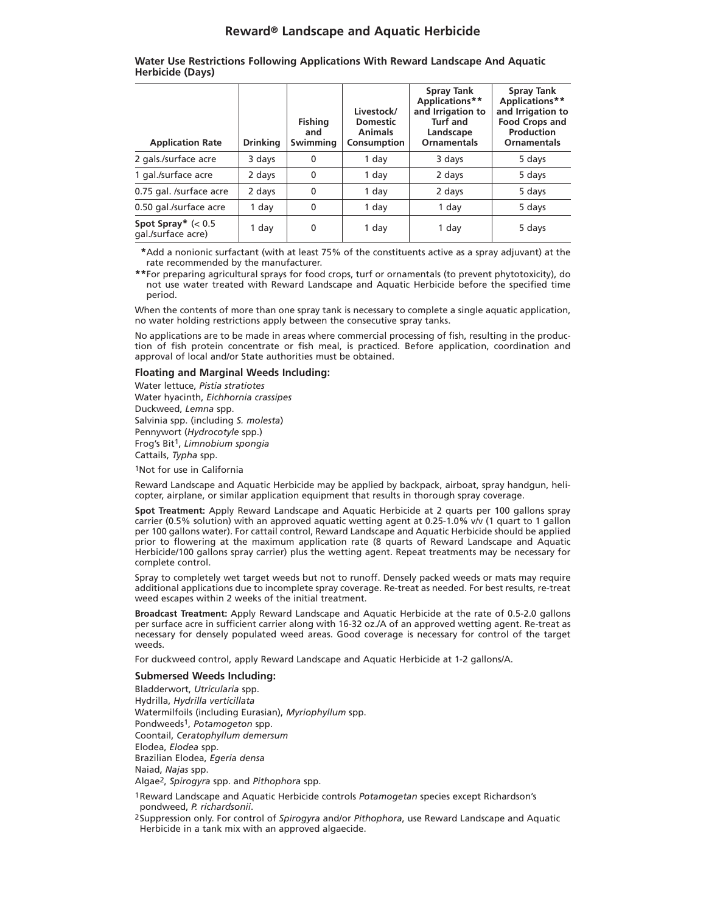## Reward® Landscape and Aquatic Herbicide

**Water Use Restrictions Following Applications With Reward Landscape And Aquatic Herbicide (Days)**

| Application Rate | Drinking | Fishing and Swimming | Livestock/ Domestic Animals Consumption | Spray Tank Applications** and Irrigation to Turf and Landscape Ornamentals | Spray Tank Applications** and Irrigation to Food Crops and Production Ornamentals |
|---|---|---|---|---|---|
| 2 gals./surface acre | 3 days | 0 | 1 day | 3 days | 5 days |
| 1 gal./surface acre | 2 days | 0 | 1 day | 2 days | 5 days |
| 0.75 gal. /surface acre | 2 days | 0 | 1 day | 2 days | 5 days |
| 0.50 gal./surface acre | 1 day | 0 | 1 day | 1 day | 5 days |
| **Spot Spray*** (< 0.5 gal./surface acre) | 1 day | 0 | 1 day | 1 day | 5 days |

***Add a nonionic surfactant (with at least 75% of the constituents active as a spray adjuvant) at the rate recommended by the manufacturer.

****For preparing agricultural sprays for food crops, turf or ornamentals (to prevent phytotoxicity), do not use water treated with Reward Landscape and Aquatic Herbicide before the specified time period.

When the contents of more than one spray tank is necessary to complete a single aquatic application, no water holding restrictions apply between the consecutive spray tanks.

No applications are to be made in areas where commercial processing of fish, resulting in the production of fish protein concentrate or fish meal, is practiced. Before application, coordination and approval of local and/or State authorities must be obtained.

### Floating and Marginal Weeds Including:

Water lettuce, *Pistia stratiotes*
Water hyacinth, *Eichhornia crassipes*
Duckweed, *Lemna* spp.
Salvinia spp. (including *S. molesta*)
Pennywort (*Hydrocotyle* spp.)
Frog's Bit[1], *Limnobium spongia*
Cattails, *Typha* spp.

[1]Not for use in California

Reward Landscape and Aquatic Herbicide may be applied by backpack, airboat, spray handgun, helicopter, airplane, or similar application equipment that results in thorough spray coverage.

**Spot Treatment:** Apply Reward Landscape and Aquatic Herbicide at 2 quarts per 100 gallons spray carrier (0.5% solution) with an approved aquatic wetting agent at 0.25-1.0% v/v (1 quart to 1 gallon per 100 gallons water). For cattail control, Reward Landscape and Aquatic Herbicide should be applied prior to flowering at the maximum application rate (8 quarts of Reward Landscape and Aquatic Herbicide/100 gallons spray carrier) plus the wetting agent. Repeat treatments may be necessary for complete control.

Spray to completely wet target weeds but not to runoff. Densely packed weeds or mats may require additional applications due to incomplete spray coverage. Re-treat as needed. For best results, re-treat weed escapes within 2 weeks of the initial treatment.

**Broadcast Treatment:** Apply Reward Landscape and Aquatic Herbicide at the rate of 0.5-2.0 gallons per surface acre in sufficient carrier along with 16-32 oz./A of an approved wetting agent. Re-treat as necessary for densely populated weed areas. Good coverage is necessary for control of the target weeds.

For duckweed control, apply Reward Landscape and Aquatic Herbicide at 1-2 gallons/A.

### Submersed Weeds Including:

Bladderwort, *Utricularia* spp.
Hydrilla, *Hydrilla verticillata*
Watermilfoils (including Eurasian), *Myriophyllum* spp.
Pondweeds[1], *Potamogeton* spp.
Coontail, *Ceratophyllum demersum*
Elodea, *Elodea* spp.
Brazilian Elodea, *Egeria densa*
Naiad, *Najas* spp.
Algae[2], *Spirogyra* spp. and *Pithophora* spp.

[1]Reward Landscape and Aquatic Herbicide controls *Potamogetan* species except Richardson's pondweed, *P. richardsonii*.

[2]Suppression only. For control of *Spirogyra* and/or *Pithophora*, use Reward Landscape and Aquatic Herbicide in a tank mix with an approved algaecide.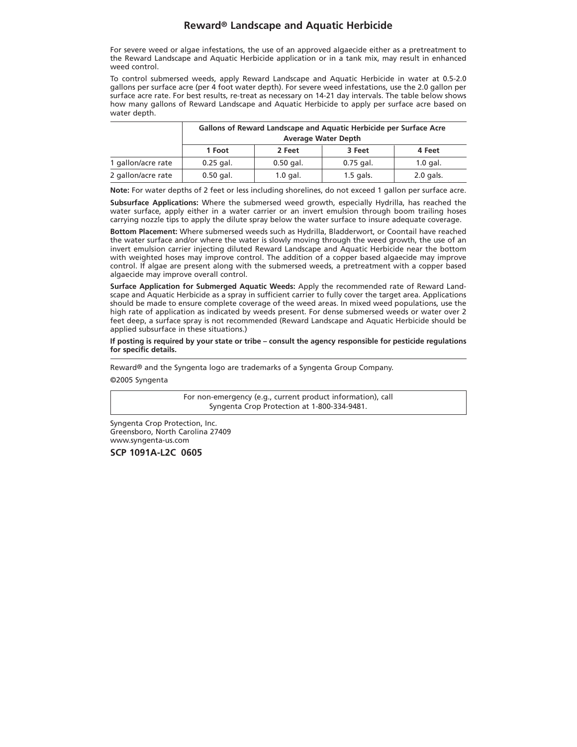For severe weed or algae infestations, the use of an approved algaecide either as a pretreatment to the Reward Landscape and Aquatic Herbicide application or in a tank mix, may result in enhanced weed control.

To control submersed weeds, apply Reward Landscape and Aquatic Herbicide in water at 0.5-2.0 gallons per surface acre (per 4 foot water depth). For severe weed infestations, use the 2.0 gallon per surface acre rate. For best results, re-treat as necessary on 14-21 day intervals. The table below shows how many gallons of Reward Landscape and Aquatic Herbicide to apply per surface acre based on water depth.

| | Gallons of Reward Landscape and Aquatic Herbicide per Surface Acre Average Water Depth | | | |
|---|---|---|---|---|
| | 1 Foot | 2 Feet | 3 Feet | 4 Feet |
| 1 gallon/acre rate | 0.25 gal. | 0.50 gal. | 0.75 gal. | 1.0 gal. |
| 2 gallon/acre rate | 0.50 gal. | 1.0 gal. | 1.5 gals. | 2.0 gals. |

**Note:** For water depths of 2 feet or less including shorelines, do not exceed 1 gallon per surface acre.

**Subsurface Applications:** Where the submersed weed growth, especially Hydrilla, has reached the water surface, apply either in a water carrier or an invert emulsion through boom trailing hoses carrying nozzle tips to apply the dilute spray below the water surface to insure adequate coverage.

**Bottom Placement:** Where submersed weeds such as Hydrilla, Bladderwort, or Coontail have reached the water surface and/or where the water is slowly moving through the weed growth, the use of an invert emulsion carrier injecting diluted Reward Landscape and Aquatic Herbicide near the bottom with weighted hoses may improve control. The addition of a copper based algaecide may improve control. If algae are present along with the submersed weeds, a pretreatment with a copper based algaecide may improve overall control.

**Surface Application for Submerged Aquatic Weeds:** Apply the recommended rate of Reward Landscape and Aquatic Herbicide as a spray in sufficient carrier to fully cover the target area. Applications should be made to ensure complete coverage of the weed areas. In mixed weed populations, use the high rate of application as indicated by weeds present. For dense submersed weeds or water over 2 feet deep, a surface spray is not recommended (Reward Landscape and Aquatic Herbicide should be applied subsurface in these situations.)

**If posting is required by your state or tribe – consult the agency responsible for pesticide regulations for specific details.**

---

Reward® and the Syngenta logo are trademarks of a Syngenta Group Company.

©2005 Syngenta

For non-emergency (e.g., current product information), call Syngenta Crop Protection at 1-800-334-9481.

Syngenta Crop Protection, Inc.
Greensboro, North Carolina 27409
www.syngenta-us.com

**SCP 1091A-L2C 0605**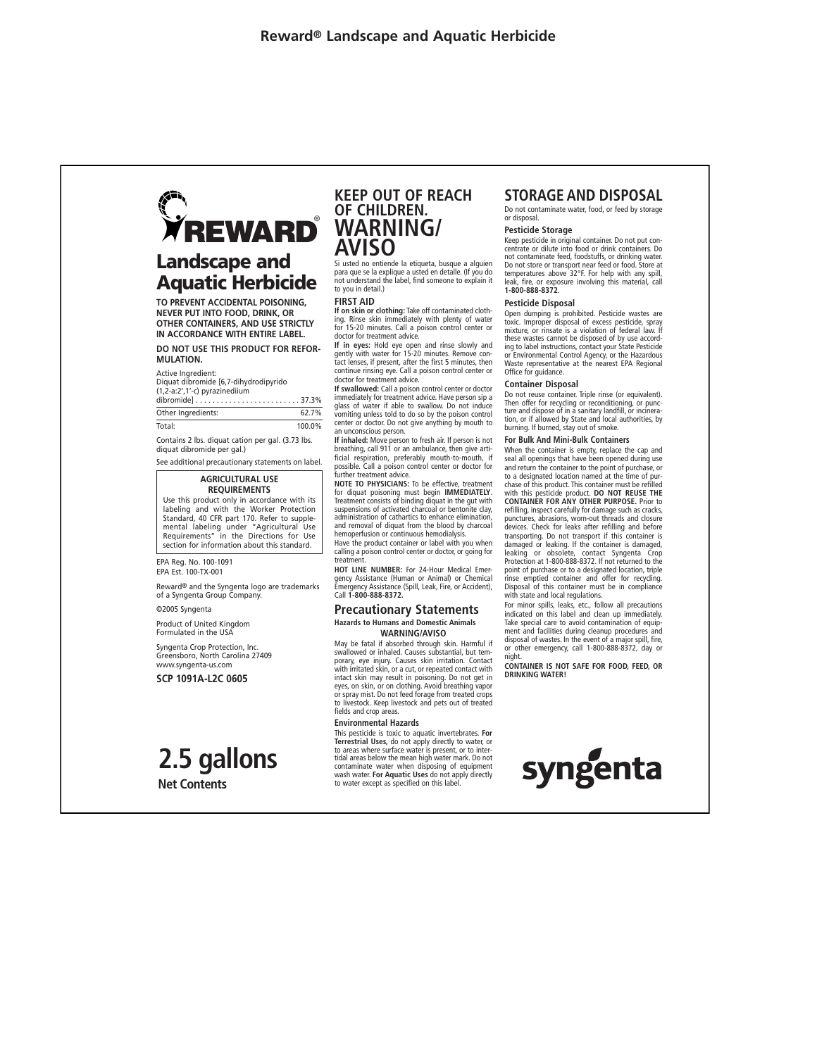# Reward® Landscape and Aquatic Herbicide

# REWARD®

## Landscape and Aquatic Herbicide

**TO PREVENT ACCIDENTAL POISONING, NEVER PUT INTO FOOD, DRINK, OR OTHER CONTAINERS, AND USE STRICTLY IN ACCORDANCE WITH ENTIRE LABEL.**

**DO NOT USE THIS PRODUCT FOR REFORMULATION.**

| | |
|---|---|
| Active Ingredient: Diquat dibromide [6,7-dihydrodipyrido (1,2-a:2',1'-c) pyrazinediium dibromide] | 37.3% |
| Other Ingredients: | 62.7% |
| Total: | 100.0% |

Contains 2 lbs. diquat cation per gal. (3.73 lbs. diquat dibromide per gal.)

See additional precautionary statements on label.

**AGRICULTURAL USE REQUIREMENTS**

Use this product only in accordance with its labeling and with the Worker Protection Standard, 40 CFR part 170. Refer to supplemental labeling under "Agricultural Use Requirements" in the Directions for Use section for information about this standard.

EPA Reg. No. 100-1091
EPA Est. 100-TX-001

Reward® and the Syngenta logo are trademarks of a Syngenta Group Company.

©2005 Syngenta

Product of United Kingdom
Formulated in the USA

Syngenta Crop Protection, Inc.
Greensboro, North Carolina 27409
www.syngenta-us.com

**SCP 1091A-L2C 0605**

# 2.5 gallons

**Net Contents**

## KEEP OUT OF REACH OF CHILDREN.

## WARNING/ AVISO

Si usted no entiende la etiqueta, busque a alguien para que se la explique a usted en detalle. (If you do not understand the label, find someone to explain it to you in detail.)

### FIRST AID

**If on skin or clothing:** Take off contaminated clothing. Rinse skin immediately with plenty of water for 15-20 minutes. Call a poison control center or doctor for treatment advice.

**If in eyes:** Hold eye open and rinse slowly and gently with water for 15-20 minutes. Remove contact lenses, if present, after the first 5 minutes, then continue rinsing eye. Call a poison control center or doctor for treatment advice.

**If swallowed:** Call a poison control center or doctor immediately for treatment advice. Have person sip a glass of water if able to swallow. Do not induce vomiting unless told to do so by the poison control center or doctor. Do not give anything by mouth to an unconscious person.

**If inhaled:** Move person to fresh air. If person is not breathing, call 911 or an ambulance, then give artificial respiration, preferably mouth-to-mouth, if possible. Call a poison control center or doctor for further treatment advice.

**NOTE TO PHYSICIANS:** To be effective, treatment for diquat poisoning must begin **IMMEDIATELY**. Treatment consists of binding diquat in the gut with suspensions of activated charcoal or bentonite clay, administration of cathartics to enhance elimination, and removal of diquat from the blood by charcoal hemoperfusion or continuous hemodialysis.

Have the product container or label with you when calling a poison control center or doctor, or going for treatment.

**HOT LINE NUMBER:** For 24-Hour Medical Emergency Assistance (Human or Animal) or Chemical Emergency Assistance (Spill, Leak, Fire, or Accident), Call **1-800-888-8372.**

## Precautionary Statements

**Hazards to Humans and Domestic Animals**

**WARNING/AVISO**

May be fatal if absorbed through skin. Harmful if swallowed or inhaled. Causes substantial, but temporary, eye injury. Causes skin irritation. Contact with irritated skin, or a cut, or repeated contact with intact skin may result in poisoning. Do not get in eyes, on skin, or on clothing. Avoid breathing vapor or spray mist. Do not feed forage from treated crops to livestock. Keep livestock and pets out of treated fields and crop areas.

### Environmental Hazards

This pesticide is toxic to aquatic invertebrates. **For Terrestrial Uses,** do not apply directly to water, or to areas where surface water is present, or to intertidal areas below the mean high water mark. Do not contaminate water when disposing of equipment wash water. **For Aquatic Uses** do not apply directly to water except as specified on this label.

## STORAGE AND DISPOSAL

Do not contaminate water, food, or feed by storage or disposal.

### Pesticide Storage

Keep pesticide in original container. Do not put concentrate or dilute into food or drink containers. Do not contaminate feed, foodstuffs, or drinking water. Do not store or transport near feed or food. Store at temperatures above 32°F. For help with any spill, leak, fire, or exposure involving this material, call **1-800-888-8372**.

### Pesticide Disposal

Open dumping is prohibited. Pesticide wastes are toxic. Improper disposal of excess pesticide, spray mixture, or rinsate is a violation of federal law. If these wastes cannot be disposed of by use according to label instructions, contact your State Pesticide or Environmental Control Agency, or the Hazardous Waste representative at the nearest EPA Regional Office for guidance.

### Container Disposal

Do not reuse container. Triple rinse (or equivalent). Then offer for recycling or reconditioning, or puncture and dispose of in a sanitary landfill, or incineration, or if allowed by State and local authorities, by burning. If burned, stay out of smoke.

### For Bulk And Mini-Bulk Containers

When the container is empty, replace the cap and seal all openings that have been opened during use and return the container to the point of purchase, or to a designated location named at the time of purchase of this product. This container must be refilled with this pesticide product. **DO NOT REUSE THE CONTAINER FOR ANY OTHER PURPOSE.** Prior to refilling, inspect carefully for damage such as cracks, punctures, abrasions, worn-out threads and closure devices. Check for leaks after refilling and before transporting. Do not transport if this container is damaged or leaking. If the container is damaged, leaking or obsolete, contact Syngenta Crop Protection at 1-800-888-8372. If not returned to the point of purchase or to a designated location, triple rinse emptied container and offer for recycling. Disposal of this container must be in compliance with state and local regulations.

For minor spills, leaks, etc., follow all precautions indicated on this label and clean up immediately. Take special care to avoid contamination of equipment and facilities during cleanup procedures and disposal of wastes. In the event of a major spill, fire, or other emergency, call 1-800-888-8372, day or night.

**CONTAINER IS NOT SAFE FOR FOOD, FEED, OR DRINKING WATER!**

syngenta